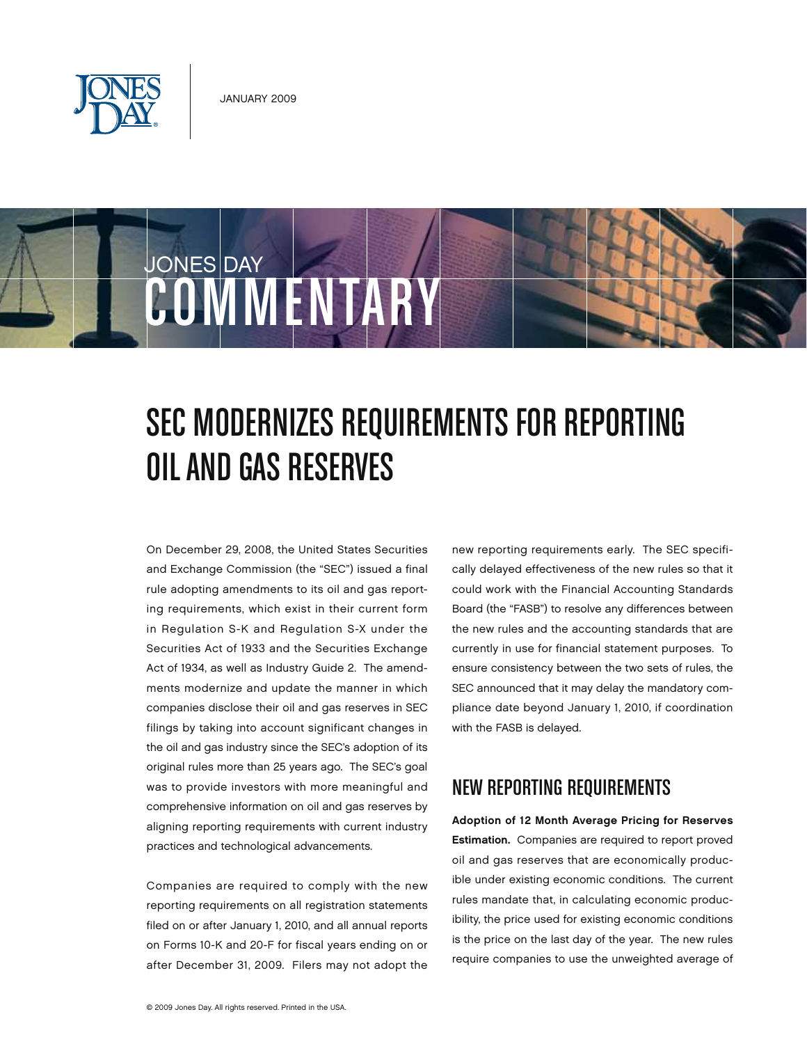JANUARY 2009

JONES DAY COMMENTARY

# SEC MODERNIZES REQUIREMENTS FOR REPORTING OIL AND GAS RESERVES

On December 29, 2008, the United States Securities and Exchange Commission (the "SEC") issued a final rule adopting amendments to its oil and gas reporting requirements, which exist in their current form in Regulation S-K and Regulation S-X under the Securities Act of 1933 and the Securities Exchange Act of 1934, as well as Industry Guide 2. The amendments modernize and update the manner in which companies disclose their oil and gas reserves in SEC filings by taking into account significant changes in the oil and gas industry since the SEC's adoption of its original rules more than 25 years ago. The SEC's goal was to provide investors with more meaningful and comprehensive information on oil and gas reserves by aligning reporting requirements with current industry practices and technological advancements.

Companies are required to comply with the new reporting requirements on all registration statements filed on or after January 1, 2010, and all annual reports on Forms 10-K and 20-F for fiscal years ending on or after December 31, 2009. Filers may not adopt the new reporting requirements early. The SEC specifically delayed effectiveness of the new rules so that it could work with the Financial Accounting Standards Board (the "FASB") to resolve any differences between the new rules and the accounting standards that are currently in use for financial statement purposes. To ensure consistency between the two sets of rules, the SEC announced that it may delay the mandatory compliance date beyond January 1, 2010, if coordination with the FASB is delayed.

## NEW REPORTING REQUIREMENTS

**Adoption of 12 Month Average Pricing for Reserves Estimation.** Companies are required to report proved oil and gas reserves that are economically producible under existing economic conditions. The current rules mandate that, in calculating economic producibility, the price used for existing economic conditions is the price on the last day of the year. The new rules require companies to use the unweighted average of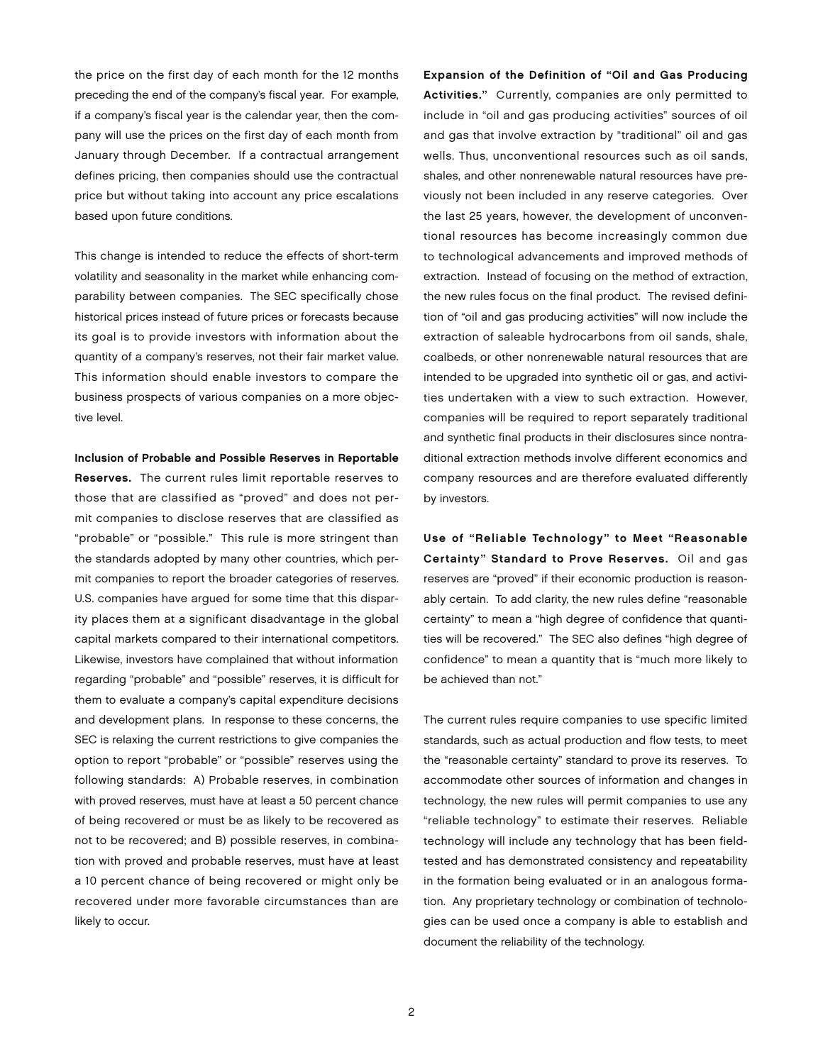the price on the first day of each month for the 12 months preceding the end of the company's fiscal year. For example, if a company's fiscal year is the calendar year, then the company will use the prices on the first day of each month from January through December. If a contractual arrangement defines pricing, then companies should use the contractual price but without taking into account any price escalations based upon future conditions.

This change is intended to reduce the effects of short-term volatility and seasonality in the market while enhancing comparability between companies. The SEC specifically chose historical prices instead of future prices or forecasts because its goal is to provide investors with information about the quantity of a company's reserves, not their fair market value. This information should enable investors to compare the business prospects of various companies on a more objective level.

**Inclusion of Probable and Possible Reserves in Reportable Reserves.** The current rules limit reportable reserves to those that are classified as "proved" and does not permit companies to disclose reserves that are classified as "probable" or "possible." This rule is more stringent than the standards adopted by many other countries, which permit companies to report the broader categories of reserves. U.S. companies have argued for some time that this disparity places them at a significant disadvantage in the global capital markets compared to their international competitors. Likewise, investors have complained that without information regarding "probable" and "possible" reserves, it is difficult for them to evaluate a company's capital expenditure decisions and development plans. In response to these concerns, the SEC is relaxing the current restrictions to give companies the option to report "probable" or "possible" reserves using the following standards: A) Probable reserves, in combination with proved reserves, must have at least a 50 percent chance of being recovered or must be as likely to be recovered as not to be recovered; and B) possible reserves, in combination with proved and probable reserves, must have at least a 10 percent chance of being recovered or might only be recovered under more favorable circumstances than are likely to occur.

**Expansion of the Definition of "Oil and Gas Producing Activities."** Currently, companies are only permitted to include in "oil and gas producing activities" sources of oil and gas that involve extraction by "traditional" oil and gas wells. Thus, unconventional resources such as oil sands, shales, and other nonrenewable natural resources have previously not been included in any reserve categories. Over the last 25 years, however, the development of unconventional resources has become increasingly common due to technological advancements and improved methods of extraction. Instead of focusing on the method of extraction, the new rules focus on the final product. The revised definition of "oil and gas producing activities" will now include the extraction of saleable hydrocarbons from oil sands, shale, coalbeds, or other nonrenewable natural resources that are intended to be upgraded into synthetic oil or gas, and activities undertaken with a view to such extraction. However, companies will be required to report separately traditional and synthetic final products in their disclosures since nontraditional extraction methods involve different economics and company resources and are therefore evaluated differently by investors.

**Use of "Reliable Technology" to Meet "Reasonable Certainty" Standard to Prove Reserves.** Oil and gas reserves are "proved" if their economic production is reasonably certain. To add clarity, the new rules define "reasonable certainty" to mean a "high degree of confidence that quantities will be recovered." The SEC also defines "high degree of confidence" to mean a quantity that is "much more likely to be achieved than not."

The current rules require companies to use specific limited standards, such as actual production and flow tests, to meet the "reasonable certainty" standard to prove its reserves. To accommodate other sources of information and changes in technology, the new rules will permit companies to use any "reliable technology" to estimate their reserves. Reliable technology will include any technology that has been field-tested and has demonstrated consistency and repeatability in the formation being evaluated or in an analogous formation. Any proprietary technology or combination of technologies can be used once a company is able to establish and document the reliability of the technology.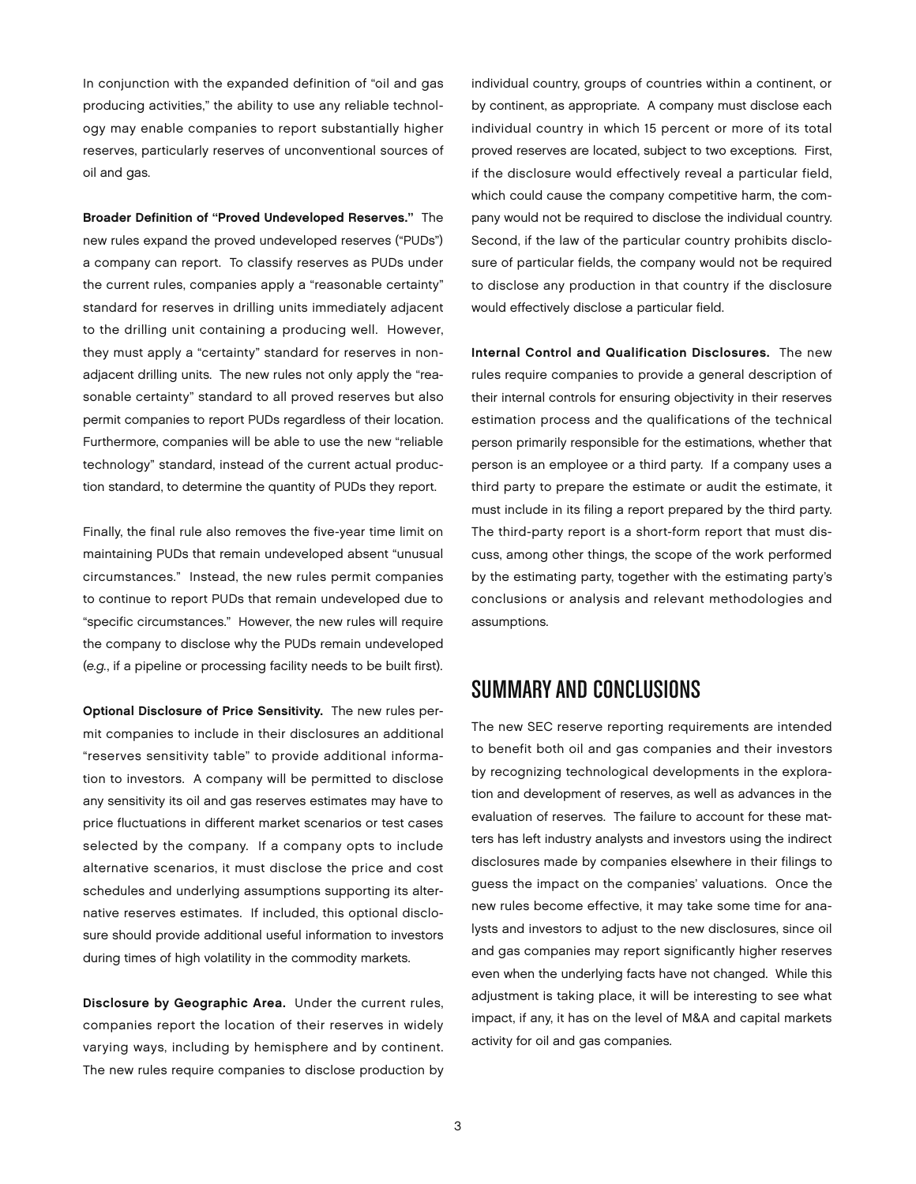In conjunction with the expanded definition of "oil and gas producing activities," the ability to use any reliable technology may enable companies to report substantially higher reserves, particularly reserves of unconventional sources of oil and gas.

**Broader Definition of "Proved Undeveloped Reserves."** The new rules expand the proved undeveloped reserves ("PUDs") a company can report. To classify reserves as PUDs under the current rules, companies apply a "reasonable certainty" standard for reserves in drilling units immediately adjacent to the drilling unit containing a producing well. However, they must apply a "certainty" standard for reserves in non-adjacent drilling units. The new rules not only apply the "reasonable certainty" standard to all proved reserves but also permit companies to report PUDs regardless of their location. Furthermore, companies will be able to use the new "reliable technology" standard, instead of the current actual production standard, to determine the quantity of PUDs they report.

Finally, the final rule also removes the five-year time limit on maintaining PUDs that remain undeveloped absent "unusual circumstances." Instead, the new rules permit companies to continue to report PUDs that remain undeveloped due to "specific circumstances." However, the new rules will require the company to disclose why the PUDs remain undeveloped (*e.g.*, if a pipeline or processing facility needs to be built first).

**Optional Disclosure of Price Sensitivity.** The new rules permit companies to include in their disclosures an additional "reserves sensitivity table" to provide additional information to investors. A company will be permitted to disclose any sensitivity its oil and gas reserves estimates may have to price fluctuations in different market scenarios or test cases selected by the company. If a company opts to include alternative scenarios, it must disclose the price and cost schedules and underlying assumptions supporting its alternative reserves estimates. If included, this optional disclosure should provide additional useful information to investors during times of high volatility in the commodity markets.

**Disclosure by Geographic Area.** Under the current rules, companies report the location of their reserves in widely varying ways, including by hemisphere and by continent. The new rules require companies to disclose production by individual country, groups of countries within a continent, or by continent, as appropriate. A company must disclose each individual country in which 15 percent or more of its total proved reserves are located, subject to two exceptions. First, if the disclosure would effectively reveal a particular field, which could cause the company competitive harm, the company would not be required to disclose the individual country. Second, if the law of the particular country prohibits disclosure of particular fields, the company would not be required to disclose any production in that country if the disclosure would effectively disclose a particular field.

**Internal Control and Qualification Disclosures.** The new rules require companies to provide a general description of their internal controls for ensuring objectivity in their reserves estimation process and the qualifications of the technical person primarily responsible for the estimations, whether that person is an employee or a third party. If a company uses a third party to prepare the estimate or audit the estimate, it must include in its filing a report prepared by the third party. The third-party report is a short-form report that must discuss, among other things, the scope of the work performed by the estimating party, together with the estimating party's conclusions or analysis and relevant methodologies and assumptions.

## SUMMARY AND CONCLUSIONS

The new SEC reserve reporting requirements are intended to benefit both oil and gas companies and their investors by recognizing technological developments in the exploration and development of reserves, as well as advances in the evaluation of reserves. The failure to account for these matters has left industry analysts and investors using the indirect disclosures made by companies elsewhere in their filings to guess the impact on the companies' valuations. Once the new rules become effective, it may take some time for analysts and investors to adjust to the new disclosures, since oil and gas companies may report significantly higher reserves even when the underlying facts have not changed. While this adjustment is taking place, it will be interesting to see what impact, if any, it has on the level of M&A and capital markets activity for oil and gas companies.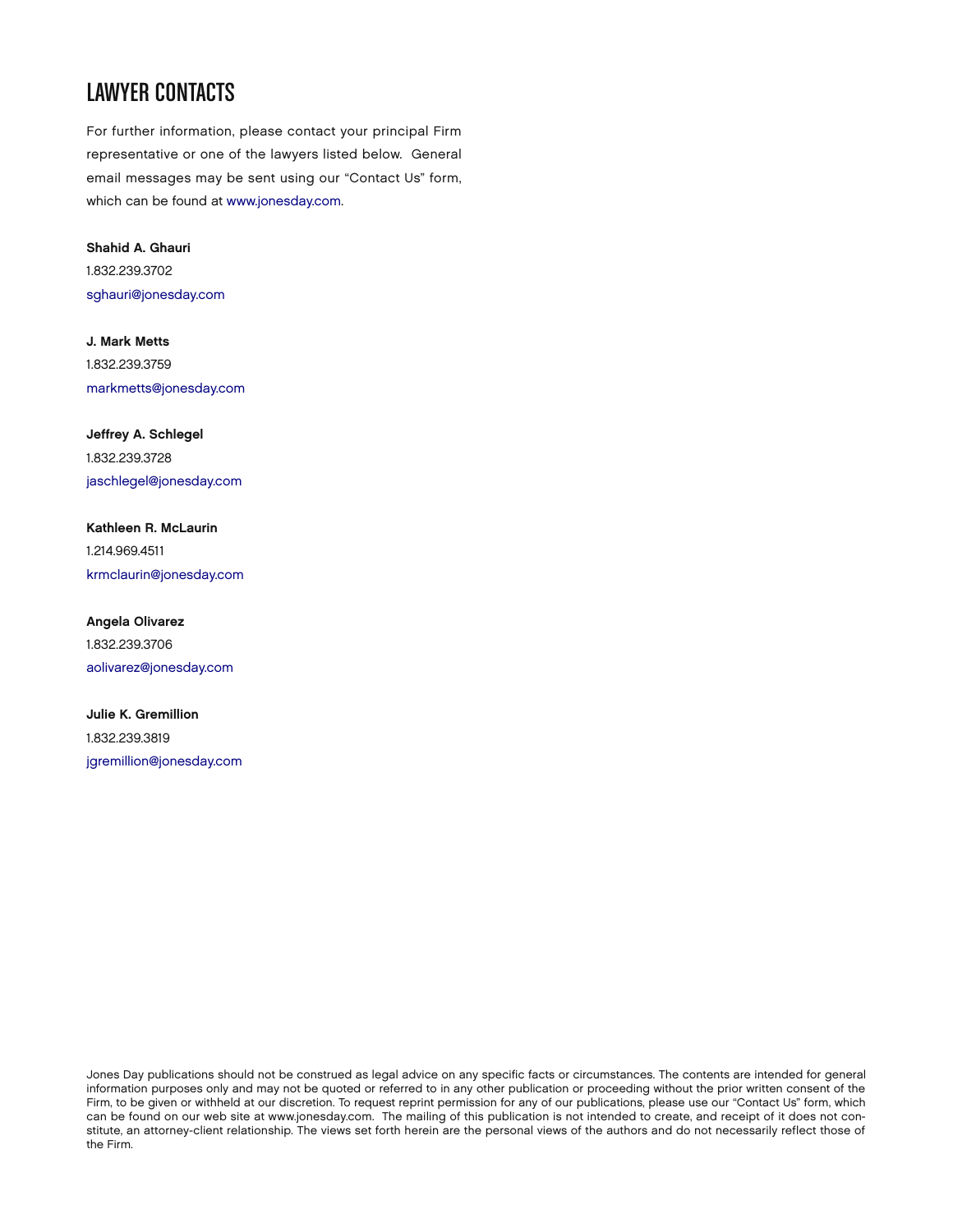## LAWYER CONTACTS

For further information, please contact your principal Firm representative or one of the lawyers listed below. General email messages may be sent using our "Contact Us" form, which can be found at www.jonesday.com.

**Shahid A. Ghauri**
1.832.239.3702
sghauri@jonesday.com

**J. Mark Metts**
1.832.239.3759
markmetts@jonesday.com

**Jeffrey A. Schlegel**
1.832.239.3728
jaschlegel@jonesday.com

**Kathleen R. McLaurin**
1.214.969.4511
krmclaurin@jonesday.com

**Angela Olivarez**
1.832.239.3706
aolivarez@jonesday.com

**Julie K. Gremillion**
1.832.239.3819
jgremillion@jonesday.com

Jones Day publications should not be construed as legal advice on any specific facts or circumstances. The contents are intended for general information purposes only and may not be quoted or referred to in any other publication or proceeding without the prior written consent of the Firm, to be given or withheld at our discretion. To request reprint permission for any of our publications, please use our "Contact Us" form, which can be found on our web site at www.jonesday.com. The mailing of this publication is not intended to create, and receipt of it does not constitute, an attorney-client relationship. The views set forth herein are the personal views of the authors and do not necessarily reflect those of the Firm.